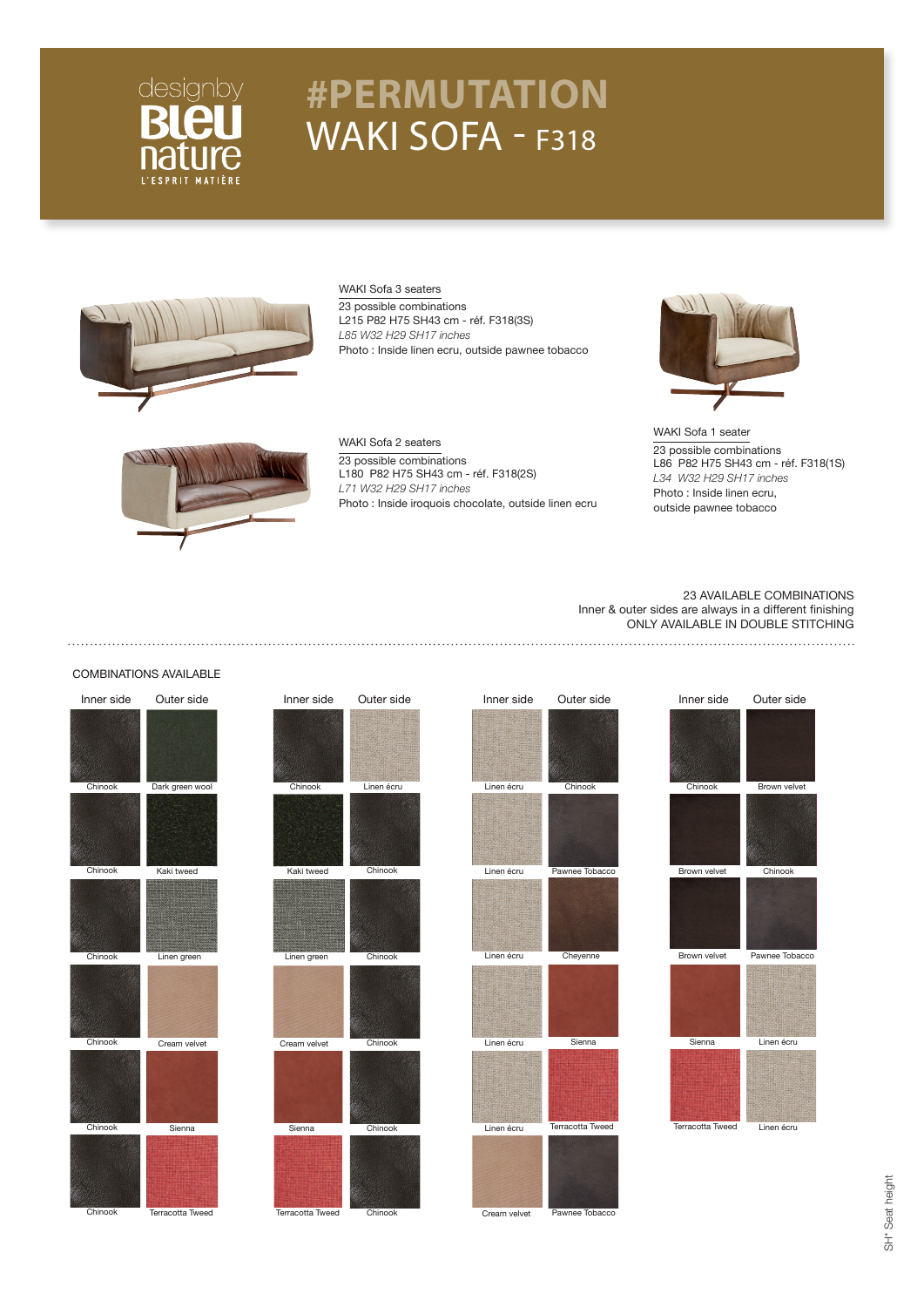designby **Bleu nature** L'ESPRIT MATIÈRE

# #PERMUTATION
# WAKI SOFA - F318

WAKI Sofa 3 seaters
23 possible combinations
L215 P82 H75 SH43 cm - réf. F318(3S)
*L85 W32 H29 SH17 inches*
Photo : Inside linen ecru, outside pawnee tobacco

WAKI Sofa 2 seaters
23 possible combinations
L180 P82 H75 SH43 cm - réf. F318(2S)
*L71 W32 H29 SH17 inches*
Photo : Inside iroquois chocolate, outside linen ecru

WAKI Sofa 1 seater
23 possible combinations
L86 P82 H75 SH43 cm - réf. F318(1S)
*L34 W32 H29 SH17 inches*
Photo : Inside linen ecru, outside pawnee tobacco

23 AVAILABLE COMBINATIONS
Inner & outer sides are always in a different finishing
ONLY AVAILABLE IN DOUBLE STITCHING

COMBINATIONS AVAILABLE

| Inner side | Outer side |
|---|---|
| Chinook | Dark green wool |
| Chinook | Kaki tweed |
| Chinook | Linen green |
| Chinook | Cream velvet |
| Chinook | Sienna |
| Chinook | Terracotta Tweed |
| Chinook | Linen écru |
| Kaki tweed | Chinook |
| Linen green | Chinook |
| Cream velvet | Chinook |
| Sienna | Chinook |
| Terracotta Tweed | Chinook |
| Linen écru | Chinook |
| Linen écru | Pawnee Tobacco |
| Linen écru | Cheyenne |
| Linen écru | Sienna |
| Linen écru | Terracotta Tweed |
| Cream velvet | Pawnee Tobacco |
| Chinook | Brown velvet |
| Brown velvet | Chinook |
| Brown velvet | Pawnee Tobacco |
| Sienna | Linen écru |
| Terracotta Tweed | Linen écru |

SH* Seat height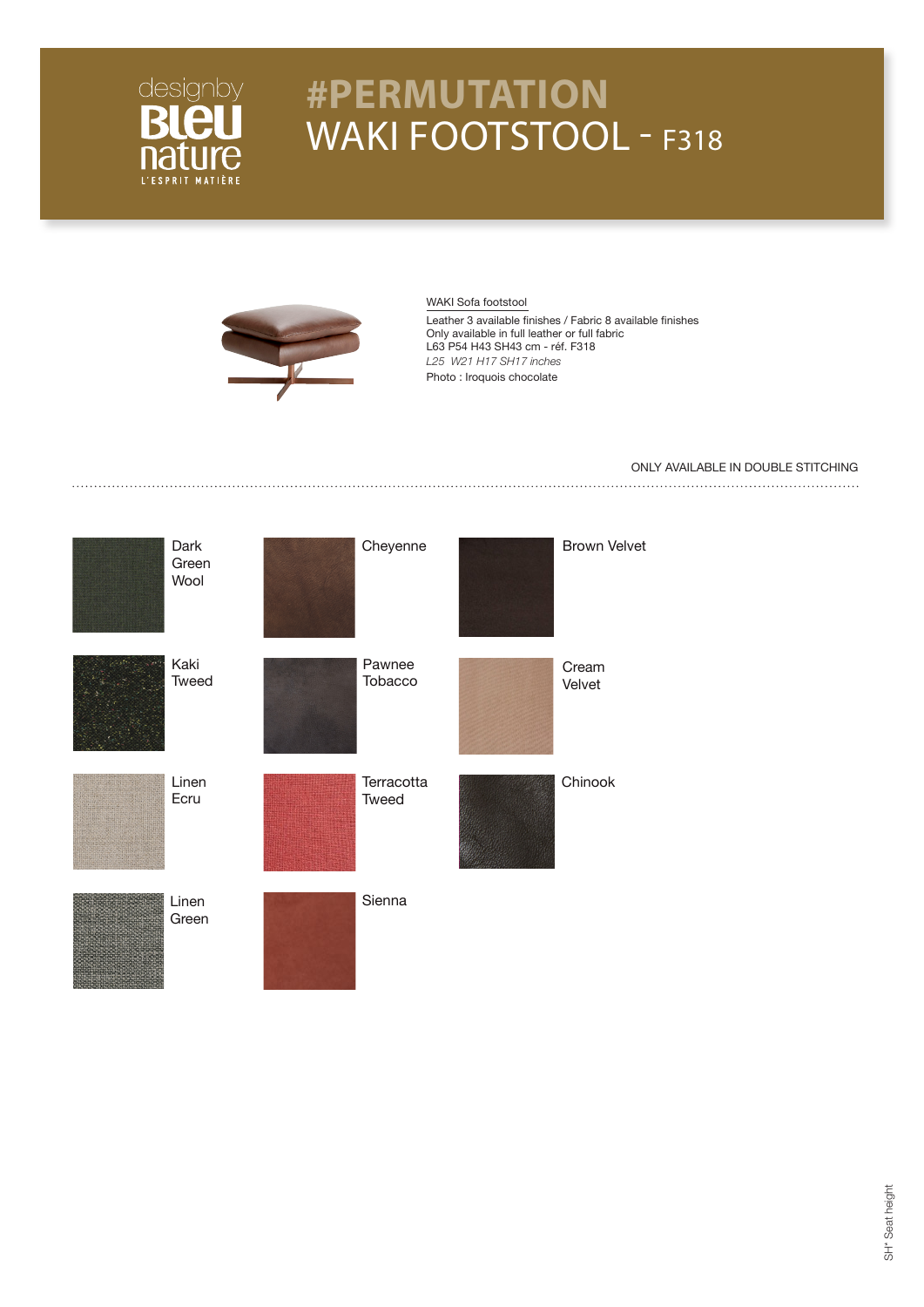designby Bleu nature L'ESPRIT MATIÈRE

# #PERMUTATION
# WAKI FOOTSTOOL - F318

WAKI Sofa footstool

Leather 3 available finishes / Fabric 8 available finishes
Only available in full leather or full fabric
L63 P54 H43 SH43 cm - réf. F318
*L25 W21 H17 SH17 inches*
Photo : Iroquois chocolate

ONLY AVAILABLE IN DOUBLE STITCHING

Dark Green Wool

Cheyenne

Brown Velvet

Kaki Tweed

Pawnee Tobacco

Cream Velvet

Linen Ecru

Terracotta Tweed

Chinook

Linen Green

Sienna

SH* Seat height